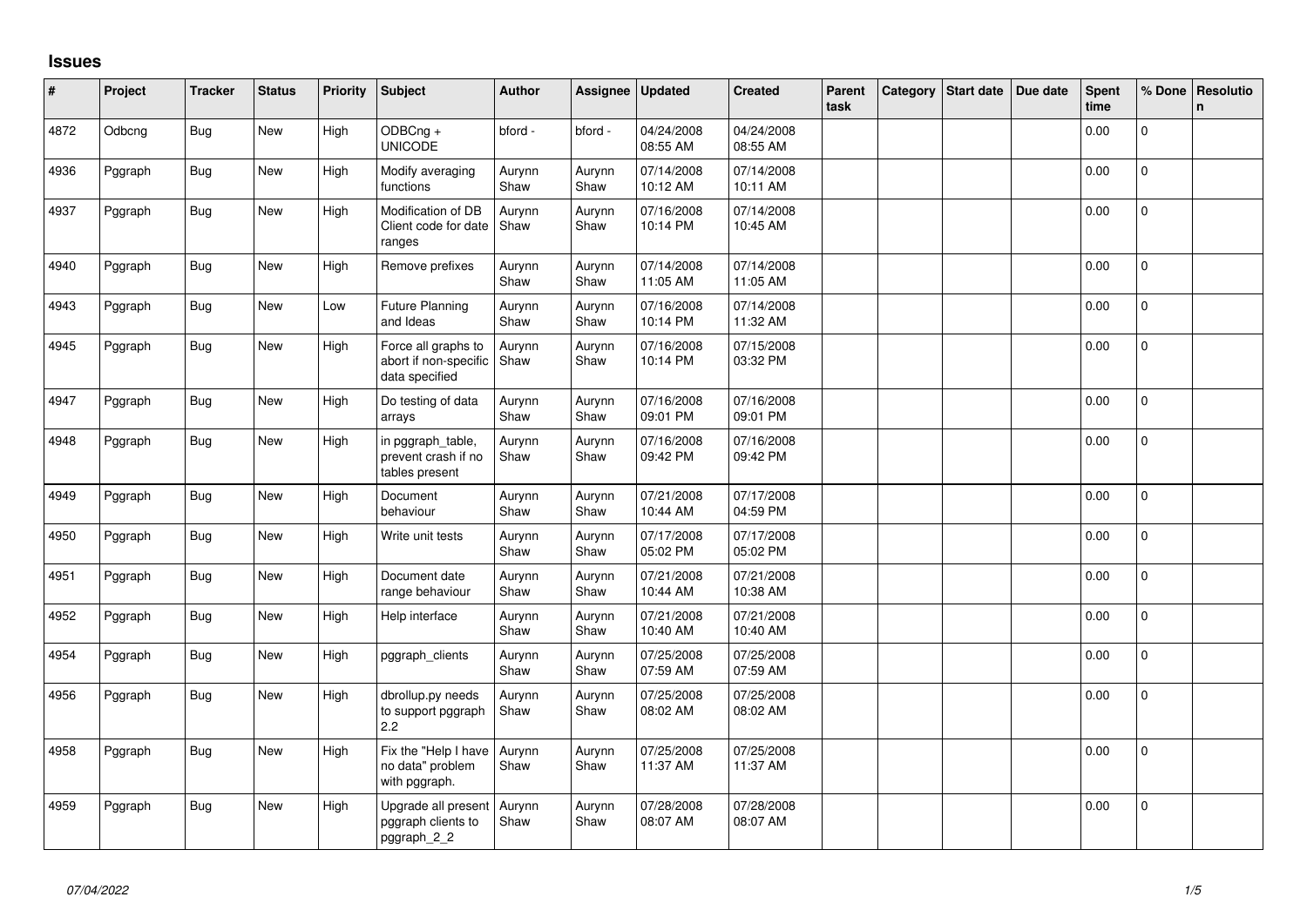# Issues

| # | Project | Tracker | Status | Priority | Subject | Author | Assignee | Updated | Created | Parent task | Category | Start date | Due date | Spent time | % Done | Resolution |
|---|---|---|---|---|---|---|---|---|---|---|---|---|---|---|---|---|
| 4872 | Odbcng | Bug | New | High | ODBCng + UNICODE | bford - | bford - | 04/24/2008 08:55 AM | 04/24/2008 08:55 AM | | | | | 0.00 | 0 | |
| 4936 | Pggraph | Bug | New | High | Modify averaging functions | Aurynn Shaw | Aurynn Shaw | 07/14/2008 10:12 AM | 07/14/2008 10:11 AM | | | | | 0.00 | 0 | |
| 4937 | Pggraph | Bug | New | High | Modification of DB Client code for date ranges | Aurynn Shaw | Aurynn Shaw | 07/16/2008 10:14 PM | 07/14/2008 10:45 AM | | | | | 0.00 | 0 | |
| 4940 | Pggraph | Bug | New | High | Remove prefixes | Aurynn Shaw | Aurynn Shaw | 07/14/2008 11:05 AM | 07/14/2008 11:05 AM | | | | | 0.00 | 0 | |
| 4943 | Pggraph | Bug | New | Low | Future Planning and Ideas | Aurynn Shaw | Aurynn Shaw | 07/16/2008 10:14 PM | 07/14/2008 11:32 AM | | | | | 0.00 | 0 | |
| 4945 | Pggraph | Bug | New | High | Force all graphs to abort if non-specific data specified | Aurynn Shaw | Aurynn Shaw | 07/16/2008 10:14 PM | 07/15/2008 03:32 PM | | | | | 0.00 | 0 | |
| 4947 | Pggraph | Bug | New | High | Do testing of data arrays | Aurynn Shaw | Aurynn Shaw | 07/16/2008 09:01 PM | 07/16/2008 09:01 PM | | | | | 0.00 | 0 | |
| 4948 | Pggraph | Bug | New | High | in pggraph_table, prevent crash if no tables present | Aurynn Shaw | Aurynn Shaw | 07/16/2008 09:42 PM | 07/16/2008 09:42 PM | | | | | 0.00 | 0 | |
| 4949 | Pggraph | Bug | New | High | Document behaviour | Aurynn Shaw | Aurynn Shaw | 07/21/2008 10:44 AM | 07/17/2008 04:59 PM | | | | | 0.00 | 0 | |
| 4950 | Pggraph | Bug | New | High | Write unit tests | Aurynn Shaw | Aurynn Shaw | 07/17/2008 05:02 PM | 07/17/2008 05:02 PM | | | | | 0.00 | 0 | |
| 4951 | Pggraph | Bug | New | High | Document date range behaviour | Aurynn Shaw | Aurynn Shaw | 07/21/2008 10:44 AM | 07/21/2008 10:38 AM | | | | | 0.00 | 0 | |
| 4952 | Pggraph | Bug | New | High | Help interface | Aurynn Shaw | Aurynn Shaw | 07/21/2008 10:40 AM | 07/21/2008 10:40 AM | | | | | 0.00 | 0 | |
| 4954 | Pggraph | Bug | New | High | pggraph_clients | Aurynn Shaw | Aurynn Shaw | 07/25/2008 07:59 AM | 07/25/2008 07:59 AM | | | | | 0.00 | 0 | |
| 4956 | Pggraph | Bug | New | High | dbrollup.py needs to support pggraph 2.2 | Aurynn Shaw | Aurynn Shaw | 07/25/2008 08:02 AM | 07/25/2008 08:02 AM | | | | | 0.00 | 0 | |
| 4958 | Pggraph | Bug | New | High | Fix the "Help I have no data" problem with pggraph. | Aurynn Shaw | Aurynn Shaw | 07/25/2008 11:37 AM | 07/25/2008 11:37 AM | | | | | 0.00 | 0 | |
| 4959 | Pggraph | Bug | New | High | Upgrade all present pggraph clients to pggraph_2_2 | Aurynn Shaw | Aurynn Shaw | 07/28/2008 08:07 AM | 07/28/2008 08:07 AM | | | | | 0.00 | 0 | |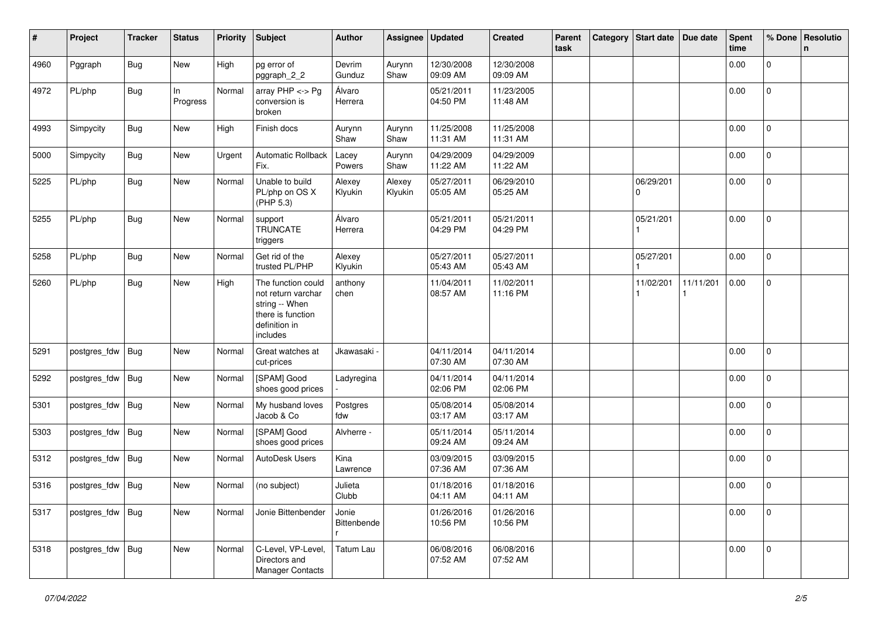| # | Project | Tracker | Status | Priority | Subject | Author | Assignee | Updated | Created | Parent task | Category | Start date | Due date | Spent time | % Done | Resolution |
|---|---|---|---|---|---|---|---|---|---|---|---|---|---|---|---|---|
| 4960 | Pggraph | Bug | New | High | pg error of pggraph_2_2 | Devrim Gunduz | Aurynn Shaw | 12/30/2008 09:09 AM | 12/30/2008 09:09 AM | | | | | 0.00 | 0 | |
| 4972 | PL/php | Bug | In Progress | Normal | array PHP <-> Pg conversion is broken | Álvaro Herrera | | 05/21/2011 04:50 PM | 11/23/2005 11:48 AM | | | | | 0.00 | 0 | |
| 4993 | Simpycity | Bug | New | High | Finish docs | Aurynn Shaw | Aurynn Shaw | 11/25/2008 11:31 AM | 11/25/2008 11:31 AM | | | | | 0.00 | 0 | |
| 5000 | Simpycity | Bug | New | Urgent | Automatic Rollback Fix. | Lacey Powers | Aurynn Shaw | 04/29/2009 11:22 AM | 04/29/2009 11:22 AM | | | | | 0.00 | 0 | |
| 5225 | PL/php | Bug | New | Normal | Unable to build PL/php on OS X (PHP 5.3) | Alexey Klyukin | Alexey Klyukin | 05/27/2011 05:05 AM | 06/29/2010 05:25 AM | | | 06/29/2010 | | 0.00 | 0 | |
| 5255 | PL/php | Bug | New | Normal | support TRUNCATE triggers | Álvaro Herrera | | 05/21/2011 04:29 PM | 05/21/2011 04:29 PM | | | 05/21/2011 | | 0.00 | 0 | |
| 5258 | PL/php | Bug | New | Normal | Get rid of the trusted PL/PHP | Alexey Klyukin | | 05/27/2011 05:43 AM | 05/27/2011 05:43 AM | | | 05/27/2011 | | 0.00 | 0 | |
| 5260 | PL/php | Bug | New | High | The function could not return varchar string -- When there is function definition in includes | anthony chen | | 11/04/2011 08:57 AM | 11/02/2011 11:16 PM | | | 11/02/2011 | 11/11/2011 | 0.00 | 0 | |
| 5291 | postgres_fdw | Bug | New | Normal | Great watches at cut-prices | Jkawasaki - | | 04/11/2014 07:30 AM | 04/11/2014 07:30 AM | | | | | 0.00 | 0 | |
| 5292 | postgres_fdw | Bug | New | Normal | [SPAM] Good shoes good prices | Ladyregina - | | 04/11/2014 02:06 PM | 04/11/2014 02:06 PM | | | | | 0.00 | 0 | |
| 5301 | postgres_fdw | Bug | New | Normal | My husband loves Jacob & Co | Postgres fdw | | 05/08/2014 03:17 AM | 05/08/2014 03:17 AM | | | | | 0.00 | 0 | |
| 5303 | postgres_fdw | Bug | New | Normal | [SPAM] Good shoes good prices | Alvherre - | | 05/11/2014 09:24 AM | 05/11/2014 09:24 AM | | | | | 0.00 | 0 | |
| 5312 | postgres_fdw | Bug | New | Normal | AutoDesk Users | Kina Lawrence | | 03/09/2015 07:36 AM | 03/09/2015 07:36 AM | | | | | 0.00 | 0 | |
| 5316 | postgres_fdw | Bug | New | Normal | (no subject) | Julieta Clubb | | 01/18/2016 04:11 AM | 01/18/2016 04:11 AM | | | | | 0.00 | 0 | |
| 5317 | postgres_fdw | Bug | New | Normal | Jonie Bittenbender | Jonie Bittenbender | | 01/26/2016 10:56 PM | 01/26/2016 10:56 PM | | | | | 0.00 | 0 | |
| 5318 | postgres_fdw | Bug | New | Normal | C-Level, VP-Level, Directors and Manager Contacts | Tatum Lau | | 06/08/2016 07:52 AM | 06/08/2016 07:52 AM | | | | | 0.00 | 0 | |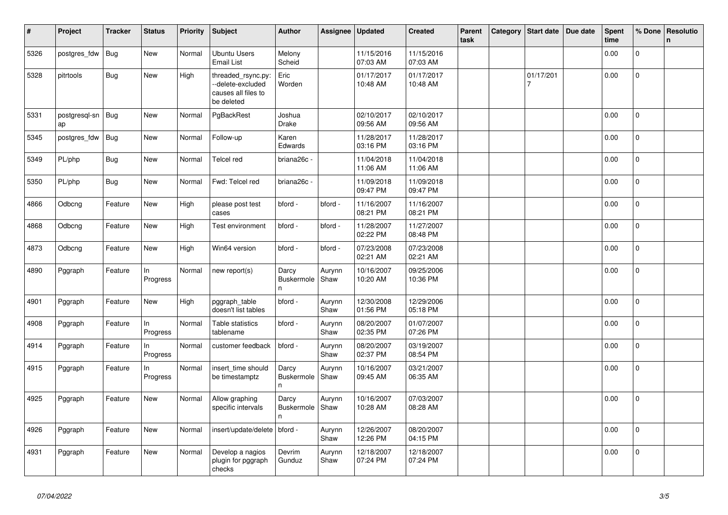| # | Project | Tracker | Status | Priority | Subject | Author | Assignee | Updated | Created | Parent task | Category | Start date | Due date | Spent time | % Done | Resolution |
|---|---|---|---|---|---|---|---|---|---|---|---|---|---|---|---|---|
| 5326 | postgres_fdw | Bug | New | Normal | Ubuntu Users Email List | Melony Scheid | | 11/15/2016 07:03 AM | 11/15/2016 07:03 AM | | | | | 0.00 | 0 | |
| 5328 | pitrtools | Bug | New | High | threaded_rsync.py: --delete-excluded causes all files to be deleted | Eric Worden | | 01/17/2017 10:48 AM | 01/17/2017 10:48 AM | | | 01/17/2017 | | 0.00 | 0 | |
| 5331 | postgresql-snap | Bug | New | Normal | PgBackRest | Joshua Drake | | 02/10/2017 09:56 AM | 02/10/2017 09:56 AM | | | | | 0.00 | 0 | |
| 5345 | postgres_fdw | Bug | New | Normal | Follow-up | Karen Edwards | | 11/28/2017 03:16 PM | 11/28/2017 03:16 PM | | | | | 0.00 | 0 | |
| 5349 | PL/php | Bug | New | Normal | Telcel red | briana26c - | | 11/04/2018 11:06 AM | 11/04/2018 11:06 AM | | | | | 0.00 | 0 | |
| 5350 | PL/php | Bug | New | Normal | Fwd: Telcel red | briana26c - | | 11/09/2018 09:47 PM | 11/09/2018 09:47 PM | | | | | 0.00 | 0 | |
| 4866 | Odbcng | Feature | New | High | please post test cases | bford - | bford - | 11/16/2007 08:21 PM | 11/16/2007 08:21 PM | | | | | 0.00 | 0 | |
| 4868 | Odbcng | Feature | New | High | Test environment | bford - | bford - | 11/28/2007 02:22 PM | 11/27/2007 08:48 PM | | | | | 0.00 | 0 | |
| 4873 | Odbcng | Feature | New | High | Win64 version | bford - | bford - | 07/23/2008 02:21 AM | 07/23/2008 02:21 AM | | | | | 0.00 | 0 | |
| 4890 | Pggraph | Feature | In Progress | Normal | new report(s) | Darcy Buskermolen | Aurynn Shaw | 10/16/2007 10:20 AM | 09/25/2006 10:36 PM | | | | | 0.00 | 0 | |
| 4901 | Pggraph | Feature | New | High | pggraph_table doesn't list tables | bford - | Aurynn Shaw | 12/30/2008 01:56 PM | 12/29/2006 05:18 PM | | | | | 0.00 | 0 | |
| 4908 | Pggraph | Feature | In Progress | Normal | Table statistics tablename | bford - | Aurynn Shaw | 08/20/2007 02:35 PM | 01/07/2007 07:26 PM | | | | | 0.00 | 0 | |
| 4914 | Pggraph | Feature | In Progress | Normal | customer feedback | bford - | Aurynn Shaw | 08/20/2007 02:37 PM | 03/19/2007 08:54 PM | | | | | 0.00 | 0 | |
| 4915 | Pggraph | Feature | In Progress | Normal | insert_time should be timestamptz | Darcy Buskermolen | Aurynn Shaw | 10/16/2007 09:45 AM | 03/21/2007 06:35 AM | | | | | 0.00 | 0 | |
| 4925 | Pggraph | Feature | New | Normal | Allow graphing specific intervals | Darcy Buskermolen | Aurynn Shaw | 10/16/2007 10:28 AM | 07/03/2007 08:28 AM | | | | | 0.00 | 0 | |
| 4926 | Pggraph | Feature | New | Normal | insert/update/delete | bford - | Aurynn Shaw | 12/26/2007 12:26 PM | 08/20/2007 04:15 PM | | | | | 0.00 | 0 | |
| 4931 | Pggraph | Feature | New | Normal | Develop a nagios plugin for pggraph checks | Devrim Gunduz | Aurynn Shaw | 12/18/2007 07:24 PM | 12/18/2007 07:24 PM | | | | | 0.00 | 0 | |

*07/04/2022*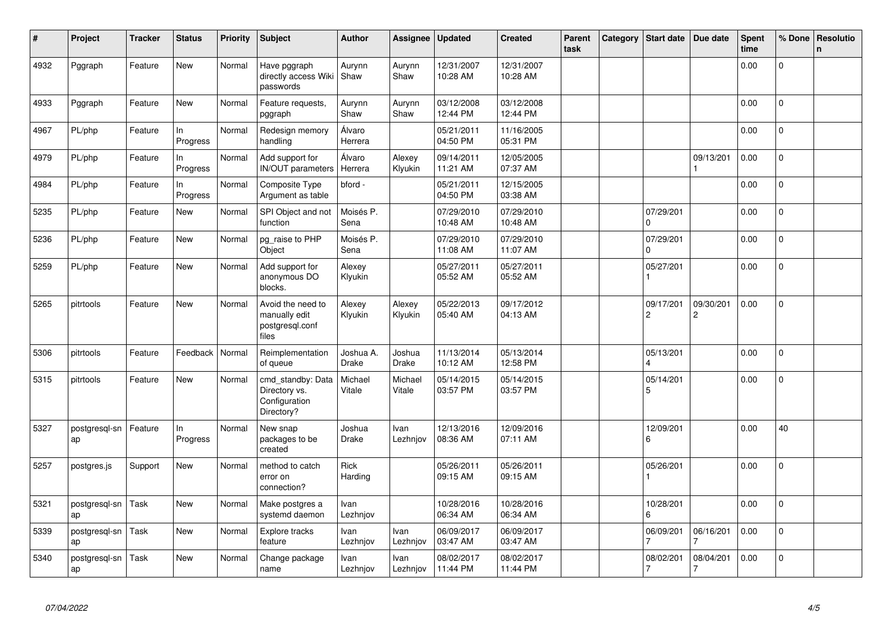| # | Project | Tracker | Status | Priority | Subject | Author | Assignee | Updated | Created | Parent task | Category | Start date | Due date | Spent time | % Done | Resolution |
|---|---|---|---|---|---|---|---|---|---|---|---|---|---|---|---|---|
| 4932 | Pggraph | Feature | New | Normal | Have pggraph directly access Wiki passwords | Aurynn Shaw | Aurynn Shaw | 12/31/2007 10:28 AM | 12/31/2007 10:28 AM | | | | | 0.00 | 0 | |
| 4933 | Pggraph | Feature | New | Normal | Feature requests, pggraph | Aurynn Shaw | Aurynn Shaw | 03/12/2008 12:44 PM | 03/12/2008 12:44 PM | | | | | 0.00 | 0 | |
| 4967 | PL/php | Feature | In Progress | Normal | Redesign memory handling | Álvaro Herrera | | 05/21/2011 04:50 PM | 11/16/2005 05:31 PM | | | | | 0.00 | 0 | |
| 4979 | PL/php | Feature | In Progress | Normal | Add support for IN/OUT parameters | Álvaro Herrera | Alexey Klyukin | 09/14/2011 11:21 AM | 12/05/2005 07:37 AM | | | | 09/13/2011 | 0.00 | 0 | |
| 4984 | PL/php | Feature | In Progress | Normal | Composite Type Argument as table | bford - | | 05/21/2011 04:50 PM | 12/15/2005 03:38 AM | | | | | 0.00 | 0 | |
| 5235 | PL/php | Feature | New | Normal | SPI Object and not function | Moisés P. Sena | | 07/29/2010 10:48 AM | 07/29/2010 10:48 AM | | | 07/29/2010 | | 0.00 | 0 | |
| 5236 | PL/php | Feature | New | Normal | pg_raise to PHP Object | Moisés P. Sena | | 07/29/2010 11:08 AM | 07/29/2010 11:07 AM | | | 07/29/2010 | | 0.00 | 0 | |
| 5259 | PL/php | Feature | New | Normal | Add support for anonymous DO blocks. | Alexey Klyukin | | 05/27/2011 05:52 AM | 05/27/2011 05:52 AM | | | 05/27/2011 | | 0.00 | 0 | |
| 5265 | pitrtools | Feature | New | Normal | Avoid the need to manually edit postgresql.conf files | Alexey Klyukin | Alexey Klyukin | 05/22/2013 05:40 AM | 09/17/2012 04:13 AM | | | 09/17/2012 | 09/30/2012 | 0.00 | 0 | |
| 5306 | pitrtools | Feature | Feedback | Normal | Reimplementation of queue | Joshua A. Drake | Joshua Drake | 11/13/2014 10:12 AM | 05/13/2014 12:58 PM | | | 05/13/2014 | | 0.00 | 0 | |
| 5315 | pitrtools | Feature | New | Normal | cmd_standby: Data Directory vs. Configuration Directory? | Michael Vitale | Michael Vitale | 05/14/2015 03:57 PM | 05/14/2015 03:57 PM | | | 05/14/2015 | | 0.00 | 0 | |
| 5327 | postgresql-snap | Feature | In Progress | Normal | New snap packages to be created | Joshua Drake | Ivan Lezhnjov | 12/13/2016 08:36 AM | 12/09/2016 07:11 AM | | | 12/09/2016 | | 0.00 | 40 | |
| 5257 | postgres.js | Support | New | Normal | method to catch error on connection? | Rick Harding | | 05/26/2011 09:15 AM | 05/26/2011 09:15 AM | | | 05/26/2011 | | 0.00 | 0 | |
| 5321 | postgresql-snap | Task | New | Normal | Make postgres a systemd daemon | Ivan Lezhnjov | | 10/28/2016 06:34 AM | 10/28/2016 06:34 AM | | | 10/28/2016 | | 0.00 | 0 | |
| 5339 | postgresql-snap | Task | New | Normal | Explore tracks feature | Ivan Lezhnjov | Ivan Lezhnjov | 06/09/2017 03:47 AM | 06/09/2017 03:47 AM | | | 06/09/2017 | 06/16/2017 | 0.00 | 0 | |
| 5340 | postgresql-snap | Task | New | Normal | Change package name | Ivan Lezhnjov | Ivan Lezhnjov | 08/02/2017 11:44 PM | 08/02/2017 11:44 PM | | | 08/02/2017 | 08/04/2017 | 0.00 | 0 | |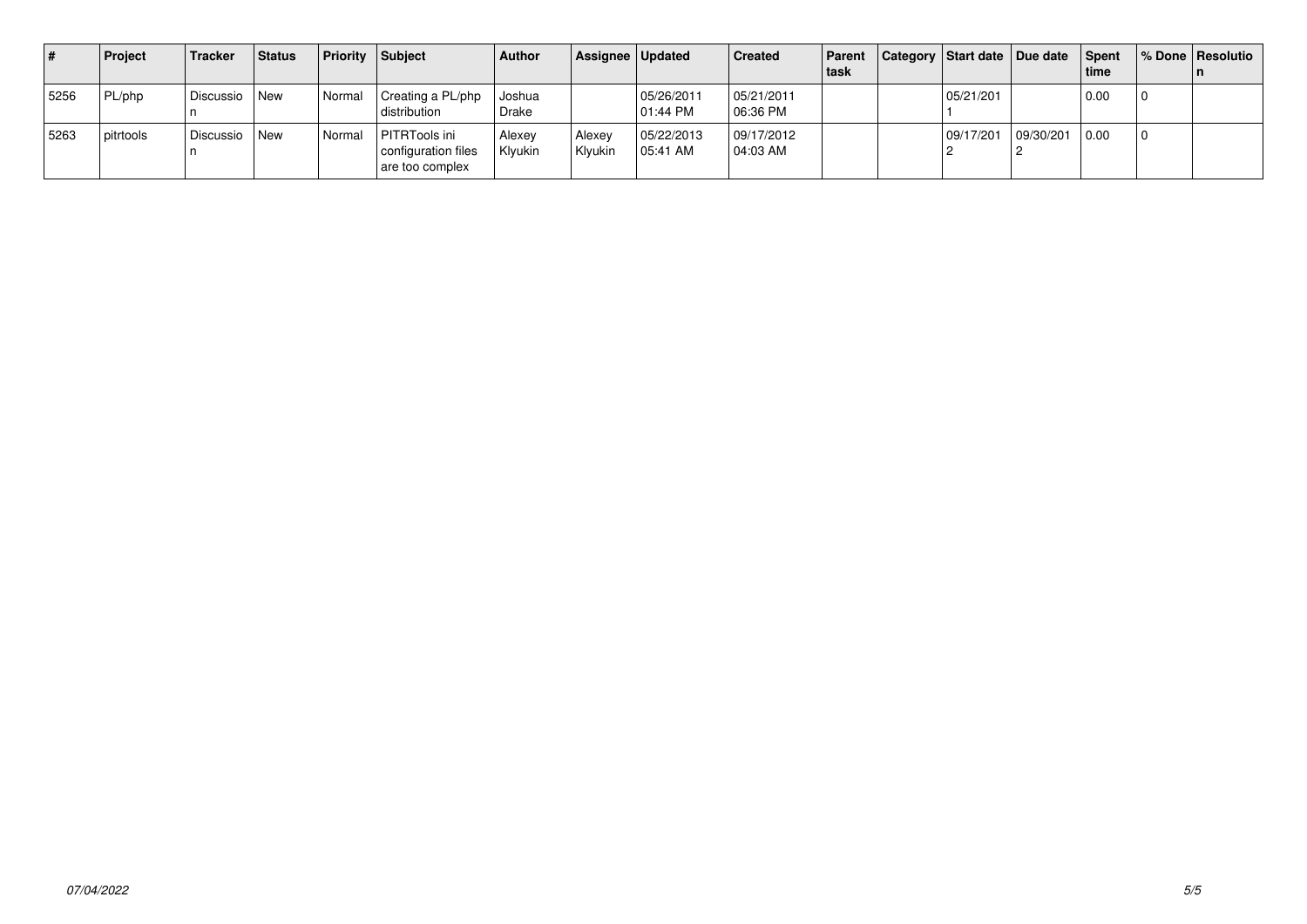| # | Project | Tracker | Status | Priority | Subject | Author | Assignee | Updated | Created | Parent task | Category | Start date | Due date | Spent time | % Done | Resolution |
|---|---|---|---|---|---|---|---|---|---|---|---|---|---|---|---|---|
| 5256 | PL/php | Discussion | New | Normal | Creating a PL/php distribution | Joshua Drake | | 05/26/2011 01:44 PM | 05/21/2011 06:36 PM | | | 05/21/2011 | | 0.00 | 0 | |
| 5263 | pitrtools | Discussion | New | Normal | PITRTools ini configuration files are too complex | Alexey Klyukin | Alexey Klyukin | 05/22/2013 05:41 AM | 09/17/2012 04:03 AM | | | 09/17/2012 | 09/30/2012 | 0.00 | 0 | |

*07/04/2022*